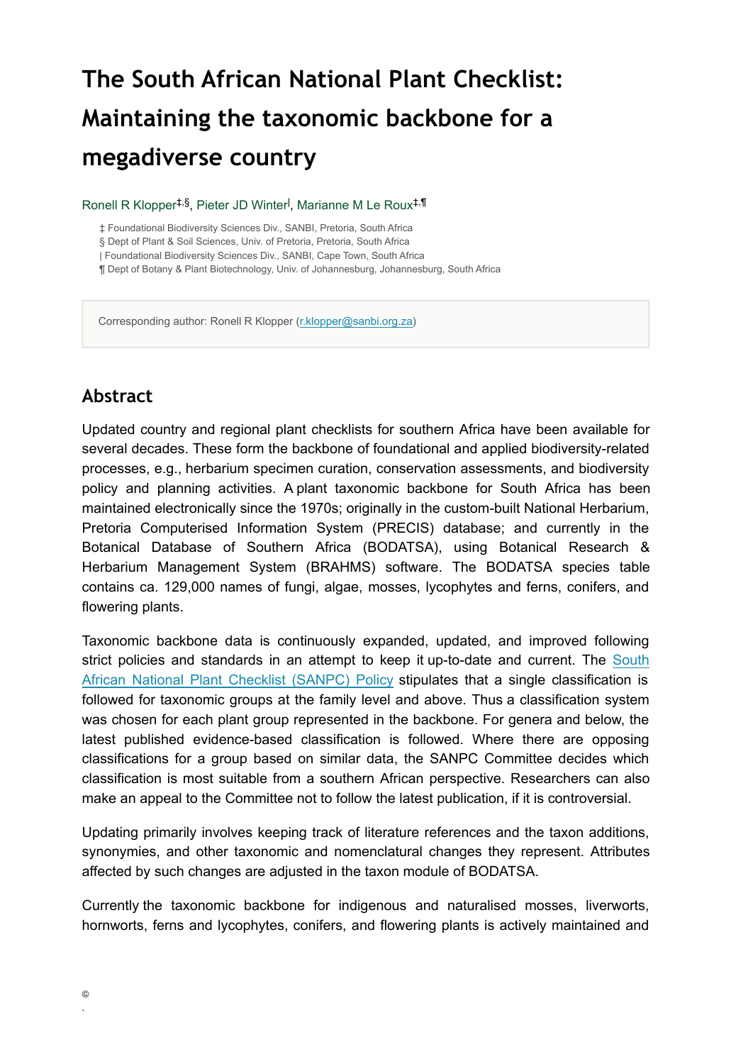# The South African National Plant Checklist: Maintaining the taxonomic backbone for a megadiverse country

Ronell R Klopper[‡,§], Pieter JD Winter[|], Marianne M Le Roux[‡,¶]

‡ Foundational Biodiversity Sciences Div., SANBI, Pretoria, South Africa
§ Dept of Plant & Soil Sciences, Univ. of Pretoria, Pretoria, South Africa
| Foundational Biodiversity Sciences Div., SANBI, Cape Town, South Africa
¶ Dept of Botany & Plant Biotechnology, Univ. of Johannesburg, Johannesburg, South Africa

Corresponding author: Ronell R Klopper (r.klopper@sanbi.org.za)

## Abstract

Updated country and regional plant checklists for southern Africa have been available for several decades. These form the backbone of foundational and applied biodiversity-related processes, e.g., herbarium specimen curation, conservation assessments, and biodiversity policy and planning activities. A plant taxonomic backbone for South Africa has been maintained electronically since the 1970s; originally in the custom-built National Herbarium, Pretoria Computerised Information System (PRECIS) database; and currently in the Botanical Database of Southern Africa (BODATSA), using Botanical Research & Herbarium Management System (BRAHMS) software. The BODATSA species table contains ca. 129,000 names of fungi, algae, mosses, lycophytes and ferns, conifers, and flowering plants.

Taxonomic backbone data is continuously expanded, updated, and improved following strict policies and standards in an attempt to keep it up-to-date and current. The South African National Plant Checklist (SANPC) Policy stipulates that a single classification is followed for taxonomic groups at the family level and above. Thus a classification system was chosen for each plant group represented in the backbone. For genera and below, the latest published evidence-based classification is followed. Where there are opposing classifications for a group based on similar data, the SANPC Committee decides which classification is most suitable from a southern African perspective. Researchers can also make an appeal to the Committee not to follow the latest publication, if it is controversial.

Updating primarily involves keeping track of literature references and the taxon additions, synonymies, and other taxonomic and nomenclatural changes they represent. Attributes affected by such changes are adjusted in the taxon module of BODATSA.

Currently the taxonomic backbone for indigenous and naturalised mosses, liverworts, hornworts, ferns and lycophytes, conifers, and flowering plants is actively maintained and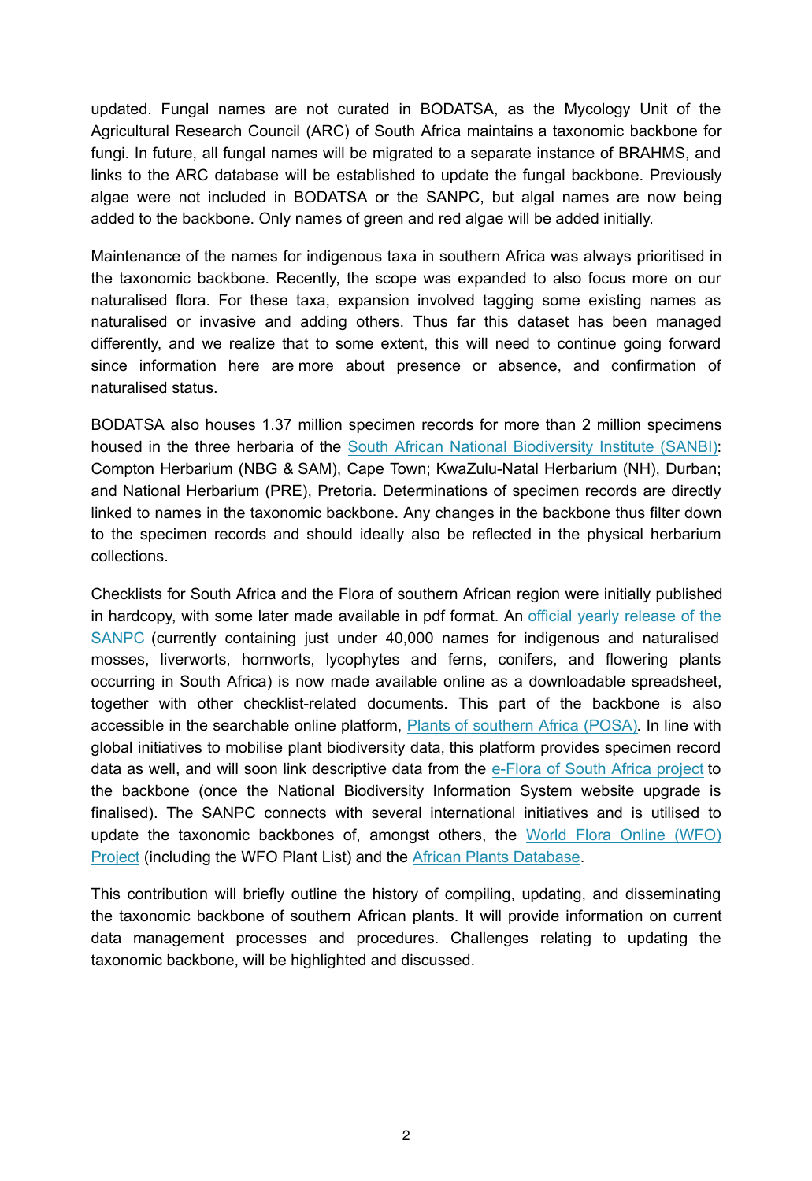updated. Fungal names are not curated in BODATSA, as the Mycology Unit of the Agricultural Research Council (ARC) of South Africa maintains a taxonomic backbone for fungi. In future, all fungal names will be migrated to a separate instance of BRAHMS, and links to the ARC database will be established to update the fungal backbone. Previously algae were not included in BODATSA or the SANPC, but algal names are now being added to the backbone. Only names of green and red algae will be added initially.

Maintenance of the names for indigenous taxa in southern Africa was always prioritised in the taxonomic backbone. Recently, the scope was expanded to also focus more on our naturalised flora. For these taxa, expansion involved tagging some existing names as naturalised or invasive and adding others. Thus far this dataset has been managed differently, and we realize that to some extent, this will need to continue going forward since information here are more about presence or absence, and confirmation of naturalised status.

BODATSA also houses 1.37 million specimen records for more than 2 million specimens housed in the three herbaria of the [South African National Biodiversity Institute (SANBI)](): Compton Herbarium (NBG & SAM), Cape Town; KwaZulu-Natal Herbarium (NH), Durban; and National Herbarium (PRE), Pretoria. Determinations of specimen records are directly linked to names in the taxonomic backbone. Any changes in the backbone thus filter down to the specimen records and should ideally also be reflected in the physical herbarium collections.

Checklists for South Africa and the Flora of southern African region were initially published in hardcopy, with some later made available in pdf format. An [official yearly release of the SANPC]() (currently containing just under 40,000 names for indigenous and naturalised mosses, liverworts, hornworts, lycophytes and ferns, conifers, and flowering plants occurring in South Africa) is now made available online as a downloadable spreadsheet, together with other checklist-related documents. This part of the backbone is also accessible in the searchable online platform, [Plants of southern Africa (POSA)](). In line with global initiatives to mobilise plant biodiversity data, this platform provides specimen record data as well, and will soon link descriptive data from the [e-Flora of South Africa project]() to the backbone (once the National Biodiversity Information System website upgrade is finalised). The SANPC connects with several international initiatives and is utilised to update the taxonomic backbones of, amongst others, the [World Flora Online (WFO) Project]() (including the WFO Plant List) and the [African Plants Database]().

This contribution will briefly outline the history of compiling, updating, and disseminating the taxonomic backbone of southern African plants. It will provide information on current data management processes and procedures. Challenges relating to updating the taxonomic backbone, will be highlighted and discussed.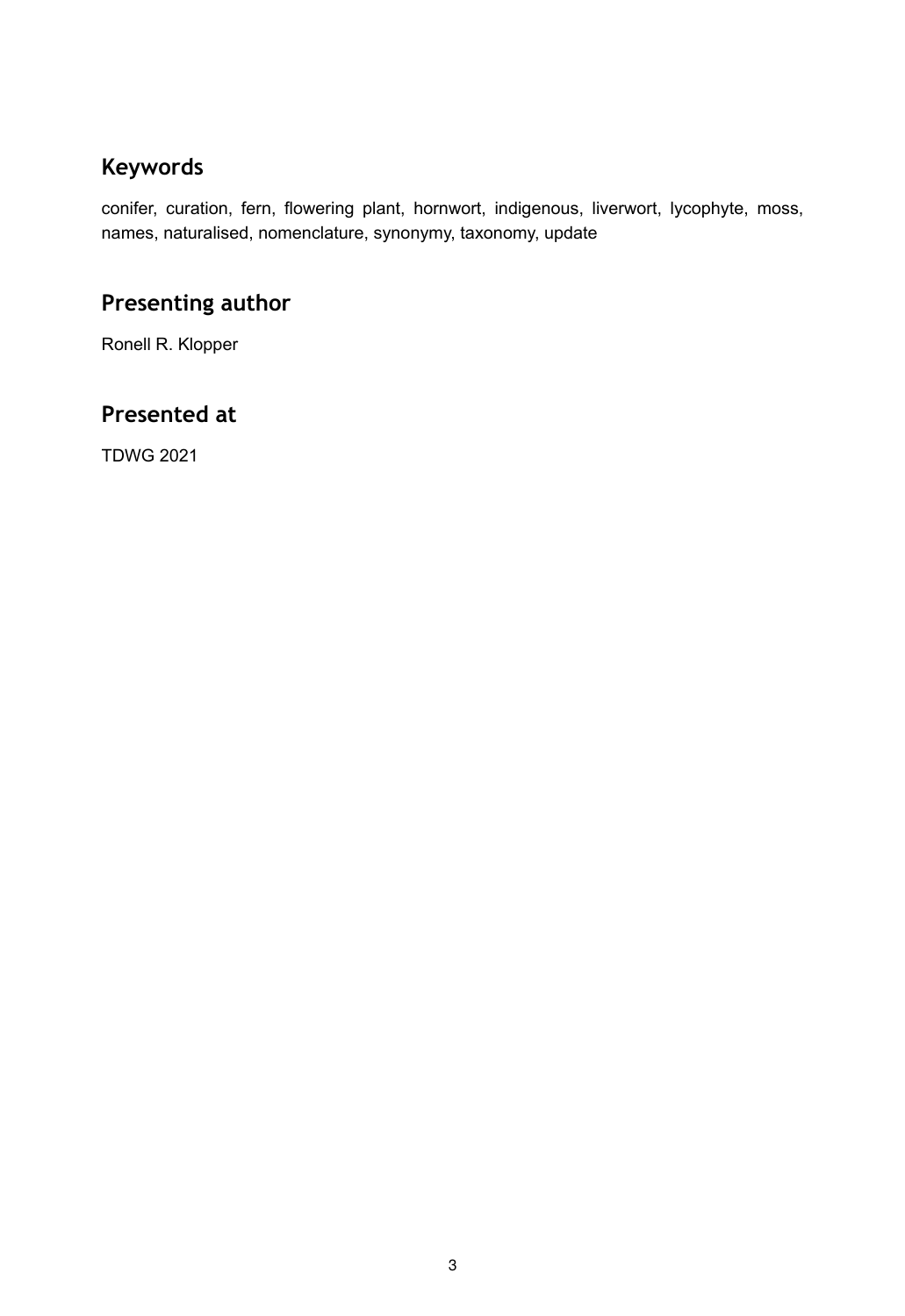## Keywords

conifer, curation, fern, flowering plant, hornwort, indigenous, liverwort, lycophyte, moss, names, naturalised, nomenclature, synonymy, taxonomy, update

## Presenting author

Ronell R. Klopper

## Presented at

TDWG 2021